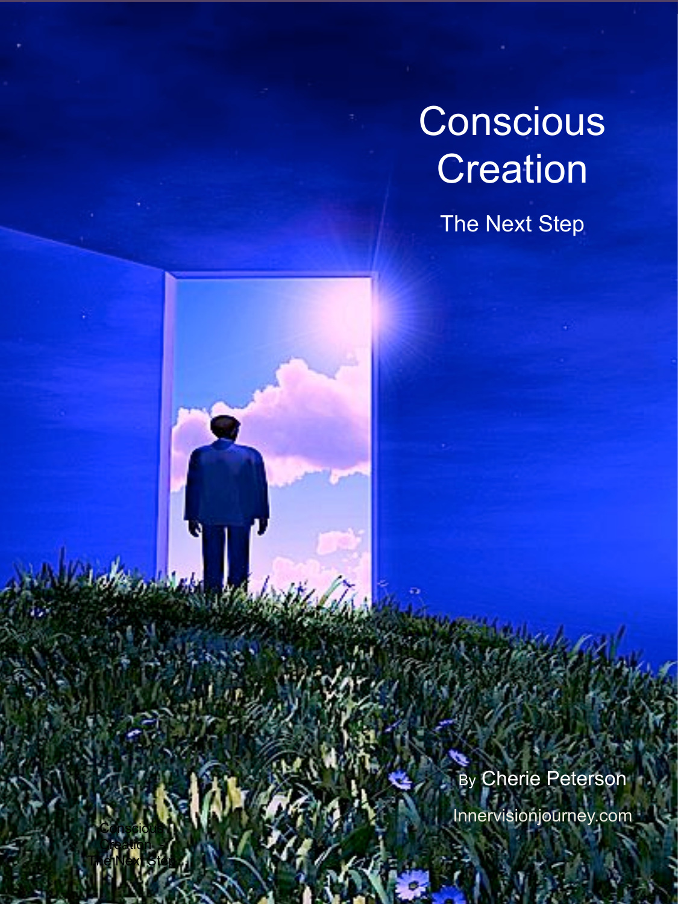# Conscious Creation

## The Next Step

By Cherie Peterson

Innervisionjourney.com

Conscious Creation: The Next Step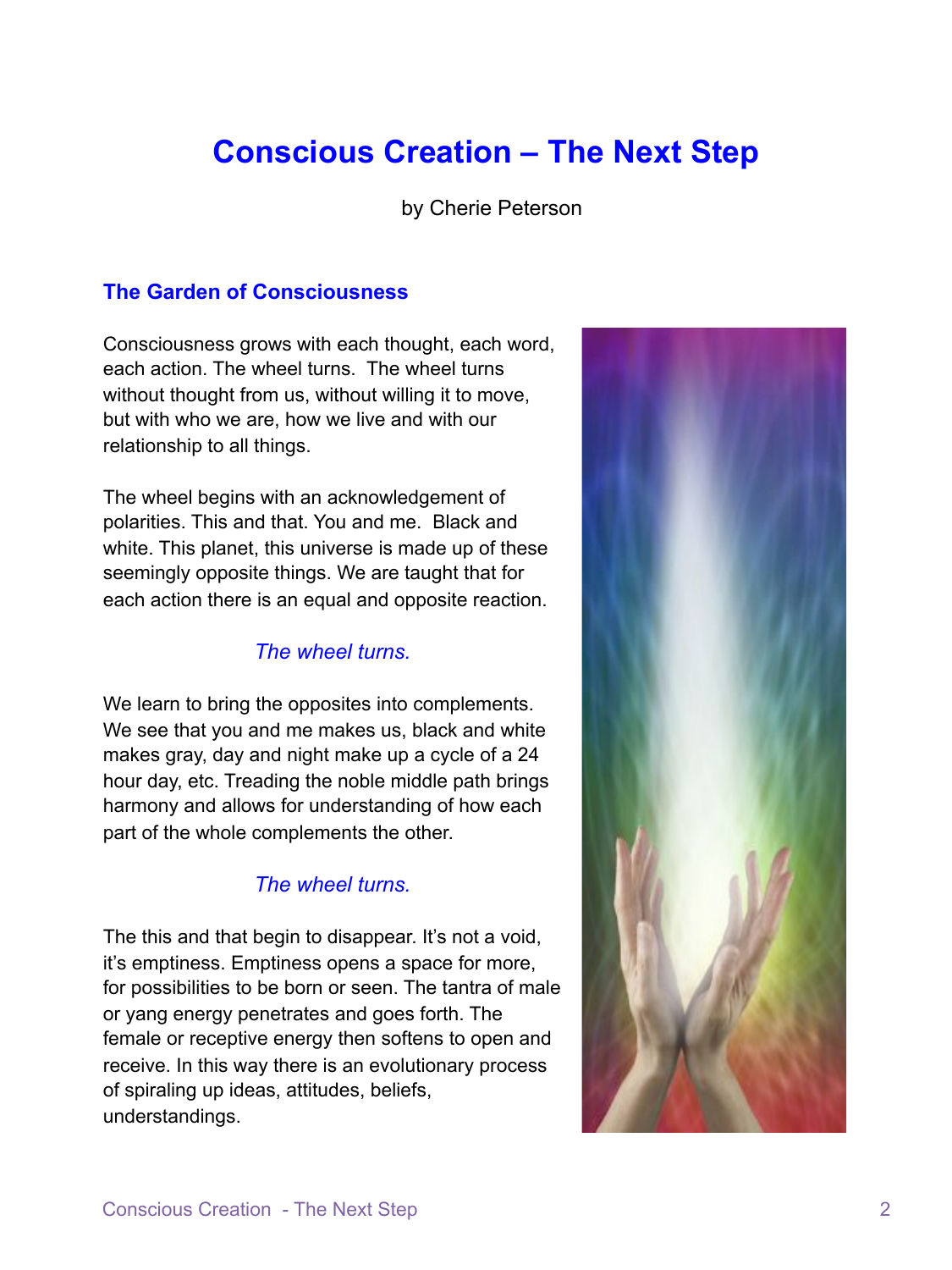# Conscious Creation – The Next Step

by Cherie Peterson

## The Garden of Consciousness

Consciousness grows with each thought, each word, each action. The wheel turns. The wheel turns without thought from us, without willing it to move, but with who we are, how we live and with our relationship to all things.

The wheel begins with an acknowledgement of polarities. This and that. You and me. Black and white. This planet, this universe is made up of these seemingly opposite things. We are taught that for each action there is an equal and opposite reaction.

*The wheel turns.*

We learn to bring the opposites into complements. We see that you and me makes us, black and white makes gray, day and night make up a cycle of a 24 hour day, etc. Treading the noble middle path brings harmony and allows for understanding of how each part of the whole complements the other.

*The wheel turns.*

The this and that begin to disappear. It's not a void, it's emptiness. Emptiness opens a space for more, for possibilities to be born or seen. The tantra of male or yang energy penetrates and goes forth. The female or receptive energy then softens to open and receive. In this way there is an evolutionary process of spiraling up ideas, attitudes, beliefs, understandings.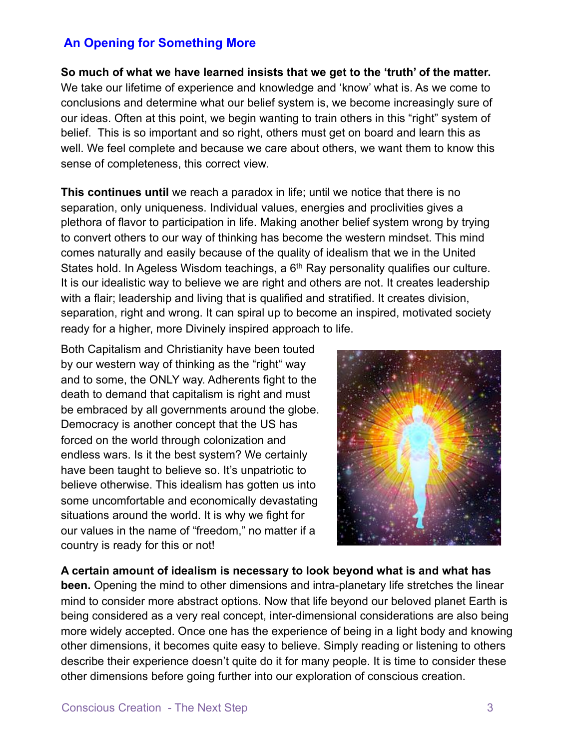## An Opening for Something More

**So much of what we have learned insists that we get to the 'truth' of the matter.** We take our lifetime of experience and knowledge and 'know' what is. As we come to conclusions and determine what our belief system is, we become increasingly sure of our ideas. Often at this point, we begin wanting to train others in this "right" system of belief. This is so important and so right, others must get on board and learn this as well. We feel complete and because we care about others, we want them to know this sense of completeness, this correct view.

**This continues until** we reach a paradox in life; until we notice that there is no separation, only uniqueness. Individual values, energies and proclivities gives a plethora of flavor to participation in life. Making another belief system wrong by trying to convert others to our way of thinking has become the western mindset. This mind comes naturally and easily because of the quality of idealism that we in the United States hold. In Ageless Wisdom teachings, a 6th Ray personality qualifies our culture. It is our idealistic way to believe we are right and others are not. It creates leadership with a flair; leadership and living that is qualified and stratified. It creates division, separation, right and wrong. It can spiral up to become an inspired, motivated society ready for a higher, more Divinely inspired approach to life.

Both Capitalism and Christianity have been touted by our western way of thinking as the "right" way and to some, the ONLY way. Adherents fight to the death to demand that capitalism is right and must be embraced by all governments around the globe. Democracy is another concept that the US has forced on the world through colonization and endless wars. Is it the best system? We certainly have been taught to believe so. It's unpatriotic to believe otherwise. This idealism has gotten us into some uncomfortable and economically devastating situations around the world. It is why we fight for our values in the name of "freedom," no matter if a country is ready for this or not!

**A certain amount of idealism is necessary to look beyond what is and what has been.** Opening the mind to other dimensions and intra-planetary life stretches the linear mind to consider more abstract options. Now that life beyond our beloved planet Earth is being considered as a very real concept, inter-dimensional considerations are also being more widely accepted. Once one has the experience of being in a light body and knowing other dimensions, it becomes quite easy to believe. Simply reading or listening to others describe their experience doesn't quite do it for many people. It is time to consider these other dimensions before going further into our exploration of conscious creation.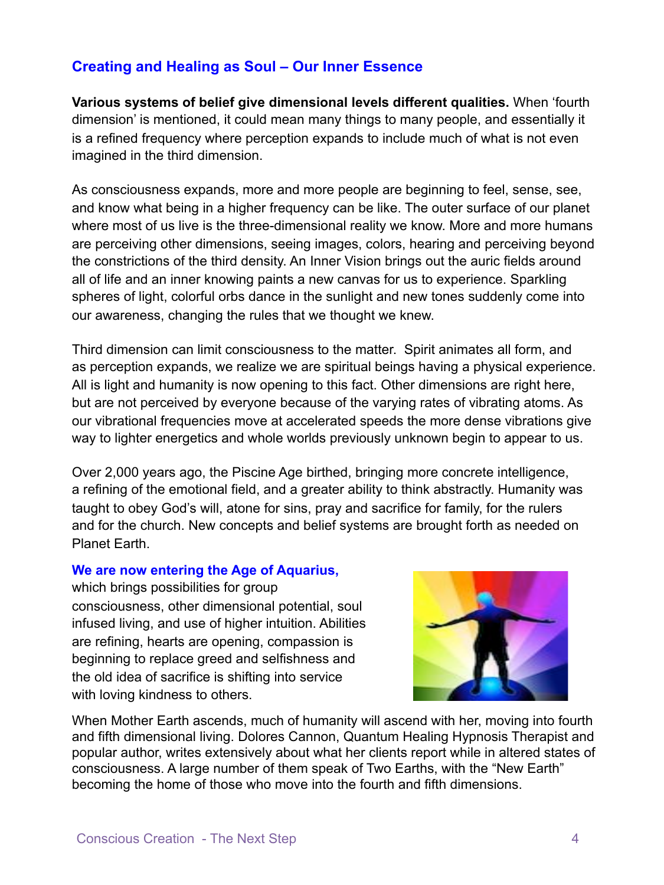## Creating and Healing as Soul – Our Inner Essence

**Various systems of belief give dimensional levels different qualities.** When 'fourth dimension' is mentioned, it could mean many things to many people, and essentially it is a refined frequency where perception expands to include much of what is not even imagined in the third dimension.

As consciousness expands, more and more people are beginning to feel, sense, see, and know what being in a higher frequency can be like. The outer surface of our planet where most of us live is the three-dimensional reality we know. More and more humans are perceiving other dimensions, seeing images, colors, hearing and perceiving beyond the constrictions of the third density. An Inner Vision brings out the auric fields around all of life and an inner knowing paints a new canvas for us to experience. Sparkling spheres of light, colorful orbs dance in the sunlight and new tones suddenly come into our awareness, changing the rules that we thought we knew.

Third dimension can limit consciousness to the matter. Spirit animates all form, and as perception expands, we realize we are spiritual beings having a physical experience. All is light and humanity is now opening to this fact. Other dimensions are right here, but are not perceived by everyone because of the varying rates of vibrating atoms. As our vibrational frequencies move at accelerated speeds the more dense vibrations give way to lighter energetics and whole worlds previously unknown begin to appear to us.

Over 2,000 years ago, the Piscine Age birthed, bringing more concrete intelligence, a refining of the emotional field, and a greater ability to think abstractly. Humanity was taught to obey God's will, atone for sins, pray and sacrifice for family, for the rulers and for the church. New concepts and belief systems are brought forth as needed on Planet Earth.

**We are now entering the Age of Aquarius,** which brings possibilities for group consciousness, other dimensional potential, soul infused living, and use of higher intuition. Abilities are refining, hearts are opening, compassion is beginning to replace greed and selfishness and the old idea of sacrifice is shifting into service with loving kindness to others.

When Mother Earth ascends, much of humanity will ascend with her, moving into fourth and fifth dimensional living. Dolores Cannon, Quantum Healing Hypnosis Therapist and popular author, writes extensively about what her clients report while in altered states of consciousness. A large number of them speak of Two Earths, with the "New Earth" becoming the home of those who move into the fourth and fifth dimensions.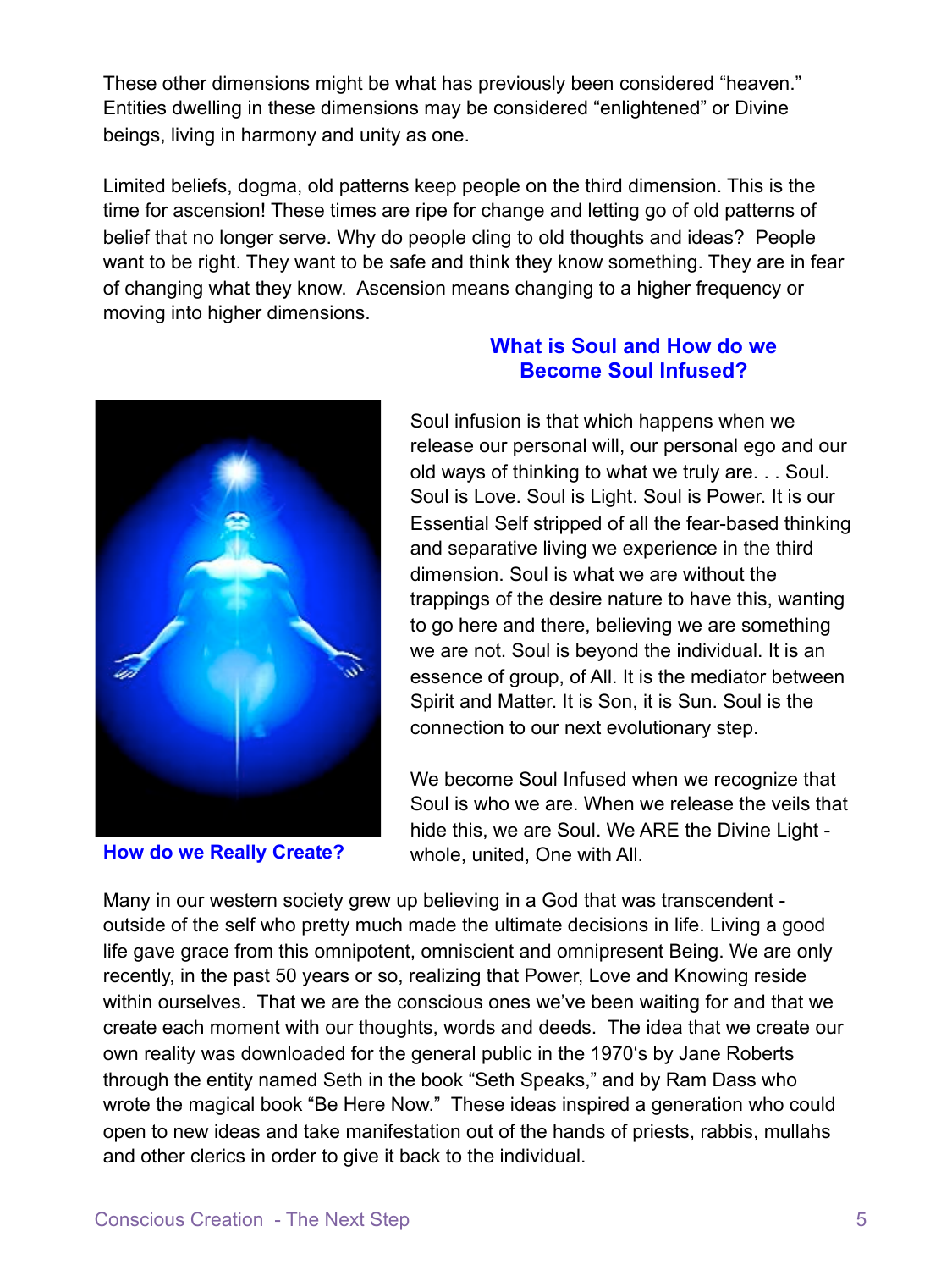These other dimensions might be what has previously been considered "heaven." Entities dwelling in these dimensions may be considered "enlightened" or Divine beings, living in harmony and unity as one.

Limited beliefs, dogma, old patterns keep people on the third dimension. This is the time for ascension! These times are ripe for change and letting go of old patterns of belief that no longer serve. Why do people cling to old thoughts and ideas? People want to be right. They want to be safe and think they know something. They are in fear of changing what they know. Ascension means changing to a higher frequency or moving into higher dimensions.

## What is Soul and How do we Become Soul Infused?

Soul infusion is that which happens when we release our personal will, our personal ego and our old ways of thinking to what we truly are. . . Soul. Soul is Love. Soul is Light. Soul is Power. It is our Essential Self stripped of all the fear-based thinking and separative living we experience in the third dimension. Soul is what we are without the trappings of the desire nature to have this, wanting to go here and there, believing we are something we are not. Soul is beyond the individual. It is an essence of group, of All. It is the mediator between Spirit and Matter. It is Son, it is Sun. Soul is the connection to our next evolutionary step.

We become Soul Infused when we recognize that Soul is who we are. When we release the veils that hide this, we are Soul. We ARE the Divine Light - whole, united, One with All.

## How do we Really Create?

Many in our western society grew up believing in a God that was transcendent - outside of the self who pretty much made the ultimate decisions in life. Living a good life gave grace from this omnipotent, omniscient and omnipresent Being. We are only recently, in the past 50 years or so, realizing that Power, Love and Knowing reside within ourselves. That we are the conscious ones we've been waiting for and that we create each moment with our thoughts, words and deeds. The idea that we create our own reality was downloaded for the general public in the 1970's by Jane Roberts through the entity named Seth in the book "Seth Speaks," and by Ram Dass who wrote the magical book "Be Here Now." These ideas inspired a generation who could open to new ideas and take manifestation out of the hands of priests, rabbis, mullahs and other clerics in order to give it back to the individual.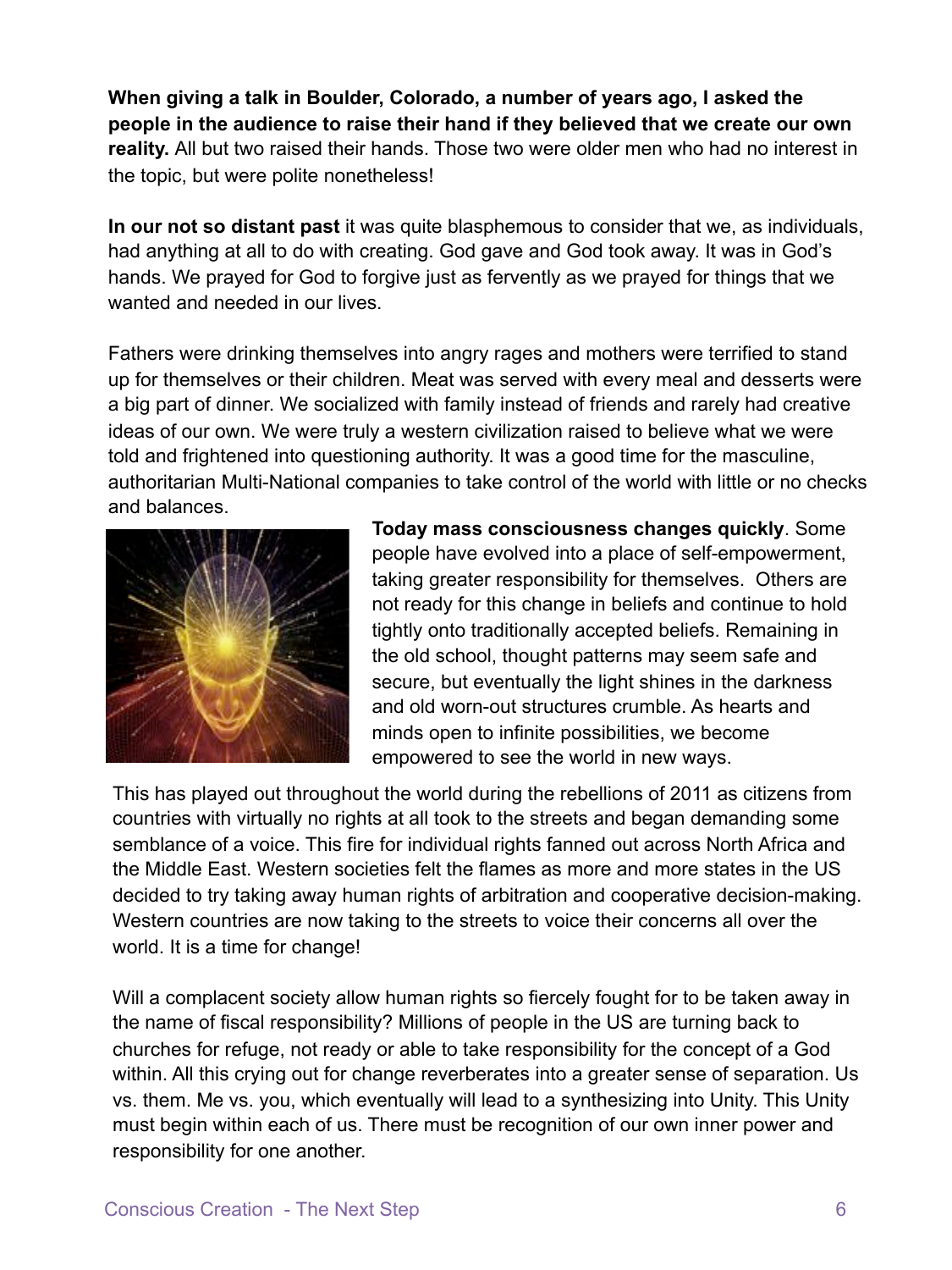**When giving a talk in Boulder, Colorado, a number of years ago, I asked the people in the audience to raise their hand if they believed that we create our own reality.** All but two raised their hands. Those two were older men who had no interest in the topic, but were polite nonetheless!

**In our not so distant past** it was quite blasphemous to consider that we, as individuals, had anything at all to do with creating. God gave and God took away. It was in God's hands. We prayed for God to forgive just as fervently as we prayed for things that we wanted and needed in our lives.

Fathers were drinking themselves into angry rages and mothers were terrified to stand up for themselves or their children. Meat was served with every meal and desserts were a big part of dinner. We socialized with family instead of friends and rarely had creative ideas of our own. We were truly a western civilization raised to believe what we were told and frightened into questioning authority. It was a good time for the masculine, authoritarian Multi-National companies to take control of the world with little or no checks and balances.

**Today mass consciousness changes quickly**. Some people have evolved into a place of self-empowerment, taking greater responsibility for themselves. Others are not ready for this change in beliefs and continue to hold tightly onto traditionally accepted beliefs. Remaining in the old school, thought patterns may seem safe and secure, but eventually the light shines in the darkness and old worn-out structures crumble. As hearts and minds open to infinite possibilities, we become empowered to see the world in new ways.

This has played out throughout the world during the rebellions of 2011 as citizens from countries with virtually no rights at all took to the streets and began demanding some semblance of a voice. This fire for individual rights fanned out across North Africa and the Middle East. Western societies felt the flames as more and more states in the US decided to try taking away human rights of arbitration and cooperative decision-making. Western countries are now taking to the streets to voice their concerns all over the world. It is a time for change!

Will a complacent society allow human rights so fiercely fought for to be taken away in the name of fiscal responsibility? Millions of people in the US are turning back to churches for refuge, not ready or able to take responsibility for the concept of a God within. All this crying out for change reverberates into a greater sense of separation. Us vs. them. Me vs. you, which eventually will lead to a synthesizing into Unity. This Unity must begin within each of us. There must be recognition of our own inner power and responsibility for one another.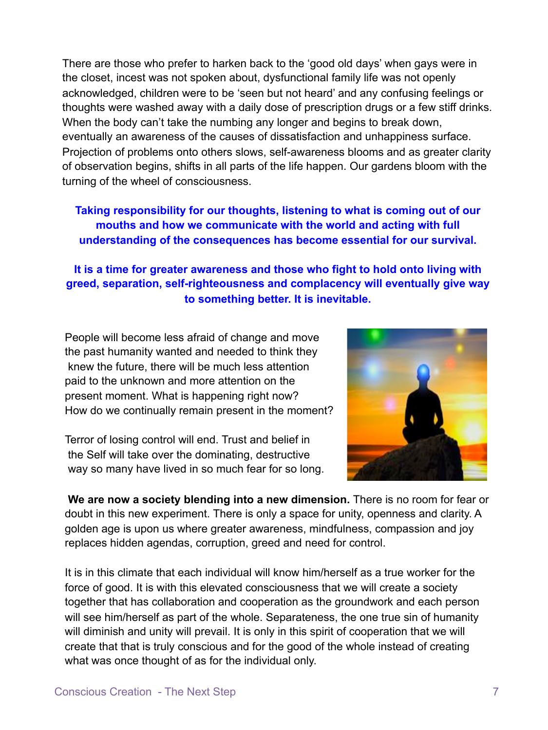There are those who prefer to harken back to the 'good old days' when gays were in the closet, incest was not spoken about, dysfunctional family life was not openly acknowledged, children were to be 'seen but not heard' and any confusing feelings or thoughts were washed away with a daily dose of prescription drugs or a few stiff drinks. When the body can't take the numbing any longer and begins to break down, eventually an awareness of the causes of dissatisfaction and unhappiness surface. Projection of problems onto others slows, self-awareness blooms and as greater clarity of observation begins, shifts in all parts of the life happen. Our gardens bloom with the turning of the wheel of consciousness.

**Taking responsibility for our thoughts, listening to what is coming out of our mouths and how we communicate with the world and acting with full understanding of the consequences has become essential for our survival.**

**It is a time for greater awareness and those who fight to hold onto living with greed, separation, self-righteousness and complacency will eventually give way to something better. It is inevitable.**

People will become less afraid of change and move the past humanity wanted and needed to think they knew the future, there will be much less attention paid to the unknown and more attention on the present moment. What is happening right now? How do we continually remain present in the moment?

Terror of losing control will end. Trust and belief in the Self will take over the dominating, destructive way so many have lived in so much fear for so long.

**We are now a society blending into a new dimension.** There is no room for fear or doubt in this new experiment. There is only a space for unity, openness and clarity. A golden age is upon us where greater awareness, mindfulness, compassion and joy replaces hidden agendas, corruption, greed and need for control.

It is in this climate that each individual will know him/herself as a true worker for the force of good. It is with this elevated consciousness that we will create a society together that has collaboration and cooperation as the groundwork and each person will see him/herself as part of the whole. Separateness, the one true sin of humanity will diminish and unity will prevail. It is only in this spirit of cooperation that we will create that that is truly conscious and for the good of the whole instead of creating what was once thought of as for the individual only.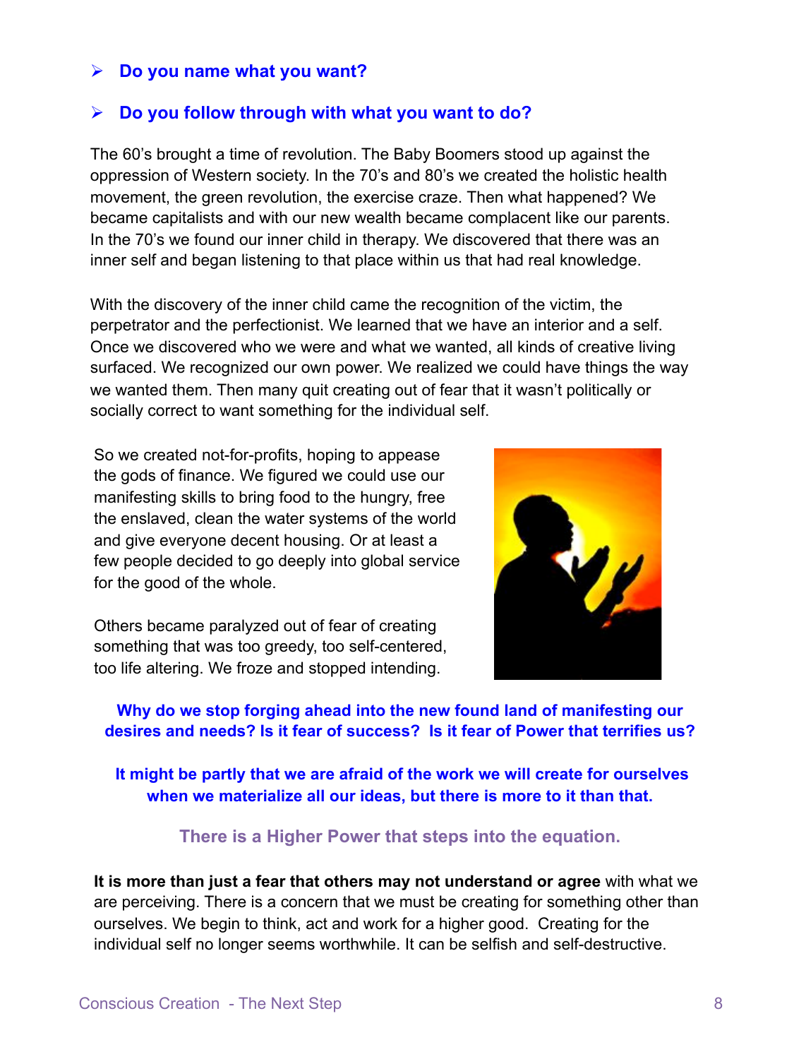- **Do you name what you want?**
- **Do you follow through with what you want to do?**

The 60's brought a time of revolution. The Baby Boomers stood up against the oppression of Western society. In the 70's and 80's we created the holistic health movement, the green revolution, the exercise craze. Then what happened? We became capitalists and with our new wealth became complacent like our parents. In the 70's we found our inner child in therapy. We discovered that there was an inner self and began listening to that place within us that had real knowledge.

With the discovery of the inner child came the recognition of the victim, the perpetrator and the perfectionist. We learned that we have an interior and a self. Once we discovered who we were and what we wanted, all kinds of creative living surfaced. We recognized our own power. We realized we could have things the way we wanted them. Then many quit creating out of fear that it wasn't politically or socially correct to want something for the individual self.

So we created not-for-profits, hoping to appease the gods of finance. We figured we could use our manifesting skills to bring food to the hungry, free the enslaved, clean the water systems of the world and give everyone decent housing. Or at least a few people decided to go deeply into global service for the good of the whole.

Others became paralyzed out of fear of creating something that was too greedy, too self-centered, too life altering. We froze and stopped intending.

**Why do we stop forging ahead into the new found land of manifesting our desires and needs? Is it fear of success? Is it fear of Power that terrifies us?**

**It might be partly that we are afraid of the work we will create for ourselves when we materialize all our ideas, but there is more to it than that.**

**There is a Higher Power that steps into the equation.**

**It is more than just a fear that others may not understand or agree** with what we are perceiving. There is a concern that we must be creating for something other than ourselves. We begin to think, act and work for a higher good. Creating for the individual self no longer seems worthwhile. It can be selfish and self-destructive.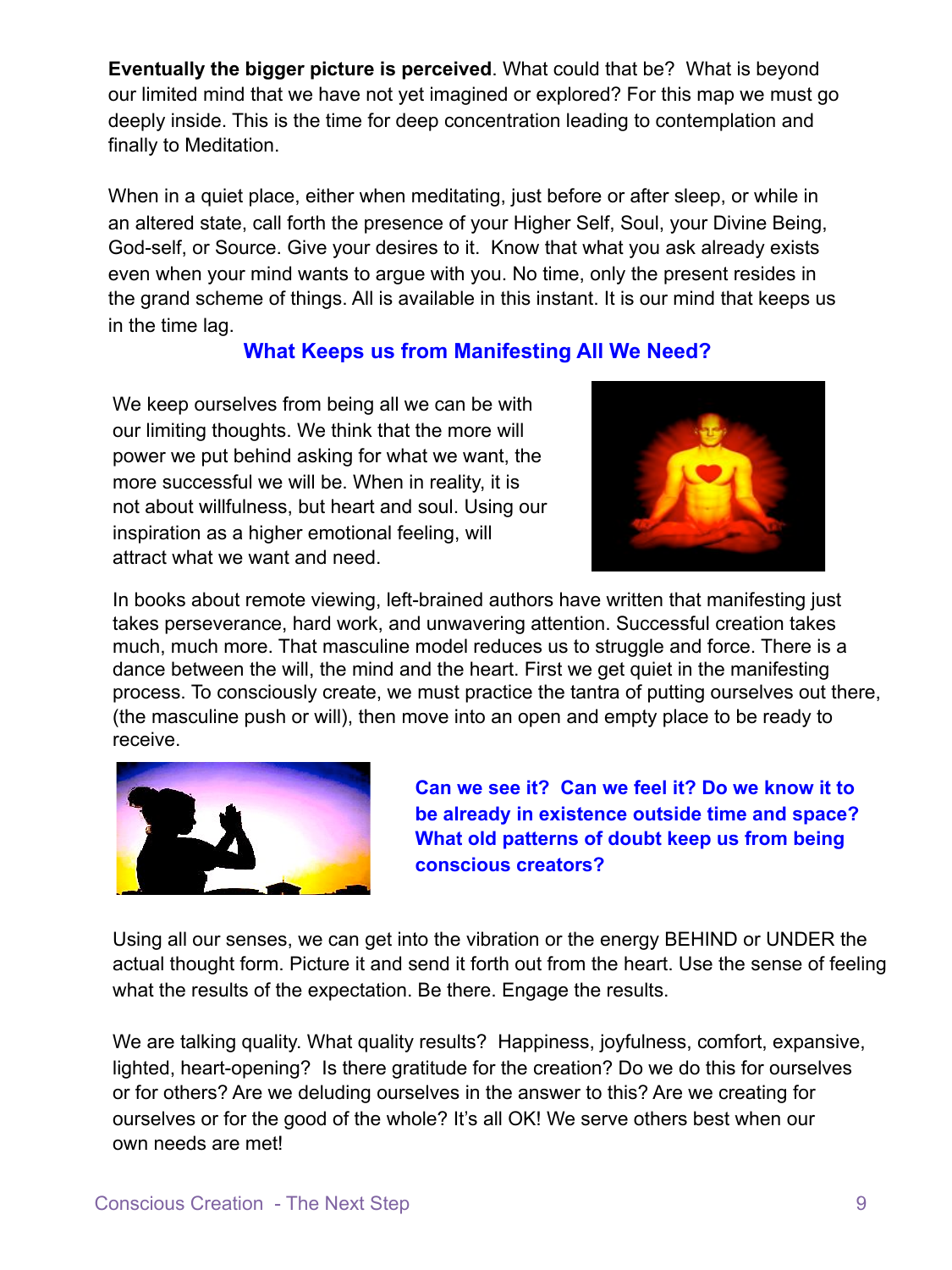**Eventually the bigger picture is perceived**. What could that be? What is beyond our limited mind that we have not yet imagined or explored? For this map we must go deeply inside. This is the time for deep concentration leading to contemplation and finally to Meditation.

When in a quiet place, either when meditating, just before or after sleep, or while in an altered state, call forth the presence of your Higher Self, Soul, your Divine Being, God-self, or Source. Give your desires to it. Know that what you ask already exists even when your mind wants to argue with you. No time, only the present resides in the grand scheme of things. All is available in this instant. It is our mind that keeps us in the time lag.

## What Keeps us from Manifesting All We Need?

We keep ourselves from being all we can be with our limiting thoughts. We think that the more will power we put behind asking for what we want, the more successful we will be. When in reality, it is not about willfulness, but heart and soul. Using our inspiration as a higher emotional feeling, will attract what we want and need.

In books about remote viewing, left-brained authors have written that manifesting just takes perseverance, hard work, and unwavering attention. Successful creation takes much, much more. That masculine model reduces us to struggle and force. There is a dance between the will, the mind and the heart. First we get quiet in the manifesting process. To consciously create, we must practice the tantra of putting ourselves out there, (the masculine push or will), then move into an open and empty place to be ready to receive.

**Can we see it? Can we feel it? Do we know it to be already in existence outside time and space? What old patterns of doubt keep us from being conscious creators?**

Using all our senses, we can get into the vibration or the energy BEHIND or UNDER the actual thought form. Picture it and send it forth out from the heart. Use the sense of feeling what the results of the expectation. Be there. Engage the results.

We are talking quality. What quality results? Happiness, joyfulness, comfort, expansive, lighted, heart-opening? Is there gratitude for the creation? Do we do this for ourselves or for others? Are we deluding ourselves in the answer to this? Are we creating for ourselves or for the good of the whole? It's all OK! We serve others best when our own needs are met!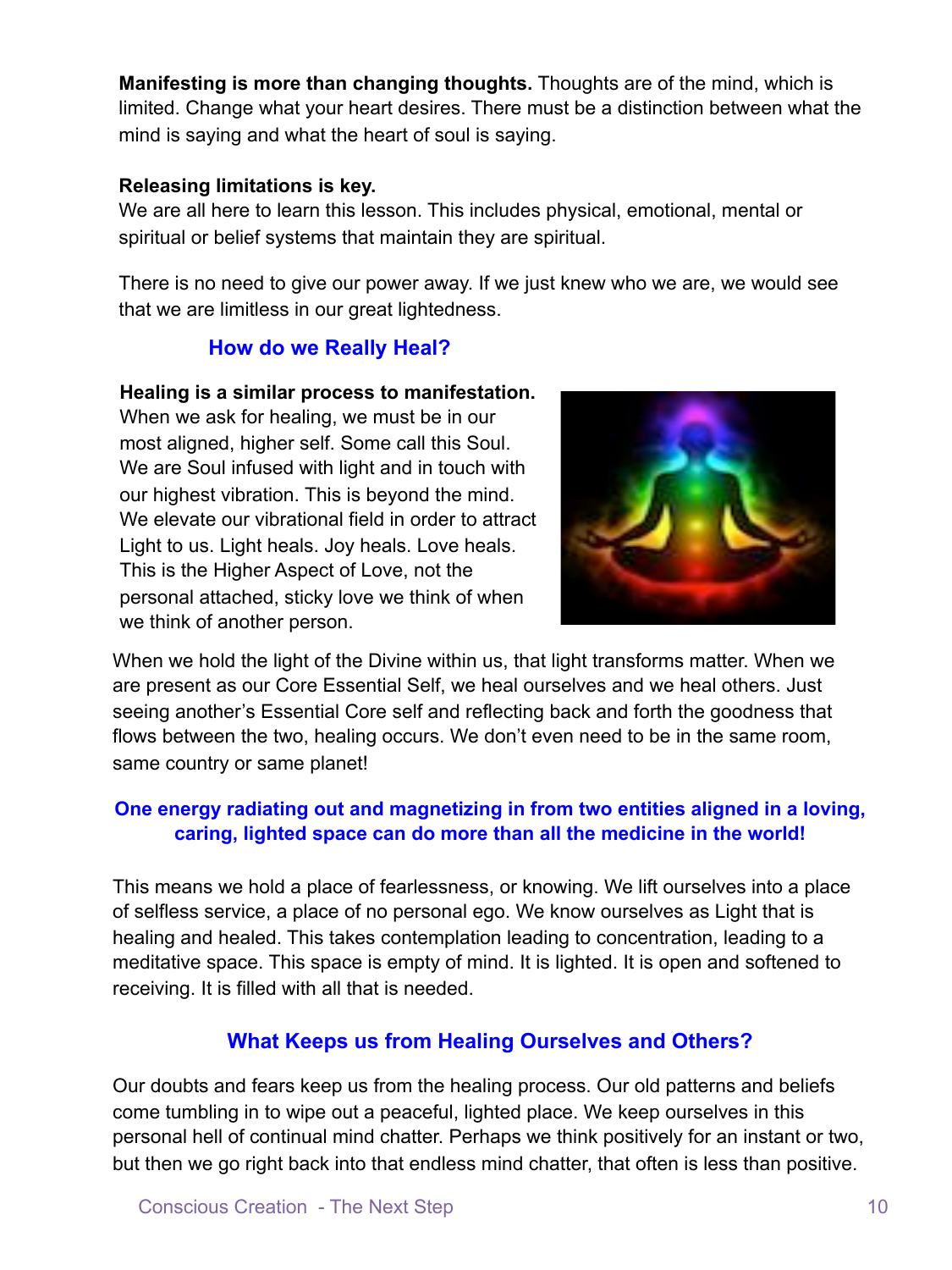**Manifesting is more than changing thoughts.** Thoughts are of the mind, which is limited. Change what your heart desires. There must be a distinction between what the mind is saying and what the heart of soul is saying.

**Releasing limitations is key.**
We are all here to learn this lesson. This includes physical, emotional, mental or spiritual or belief systems that maintain they are spiritual.

There is no need to give our power away. If we just knew who we are, we would see that we are limitless in our great lightedness.

## How do we Really Heal?

**Healing is a similar process to manifestation.** When we ask for healing, we must be in our most aligned, higher self. Some call this Soul. We are Soul infused with light and in touch with our highest vibration. This is beyond the mind. We elevate our vibrational field in order to attract Light to us. Light heals. Joy heals. Love heals. This is the Higher Aspect of Love, not the personal attached, sticky love we think of when we think of another person.

When we hold the light of the Divine within us, that light transforms matter. When we are present as our Core Essential Self, we heal ourselves and we heal others. Just seeing another's Essential Core self and reflecting back and forth the goodness that flows between the two, healing occurs. We don't even need to be in the same room, same country or same planet!

**One energy radiating out and magnetizing in from two entities aligned in a loving, caring, lighted space can do more than all the medicine in the world!**

This means we hold a place of fearlessness, or knowing. We lift ourselves into a place of selfless service, a place of no personal ego. We know ourselves as Light that is healing and healed. This takes contemplation leading to concentration, leading to a meditative space. This space is empty of mind. It is lighted. It is open and softened to receiving. It is filled with all that is needed.

## What Keeps us from Healing Ourselves and Others?

Our doubts and fears keep us from the healing process. Our old patterns and beliefs come tumbling in to wipe out a peaceful, lighted place. We keep ourselves in this personal hell of continual mind chatter. Perhaps we think positively for an instant or two, but then we go right back into that endless mind chatter, that often is less than positive.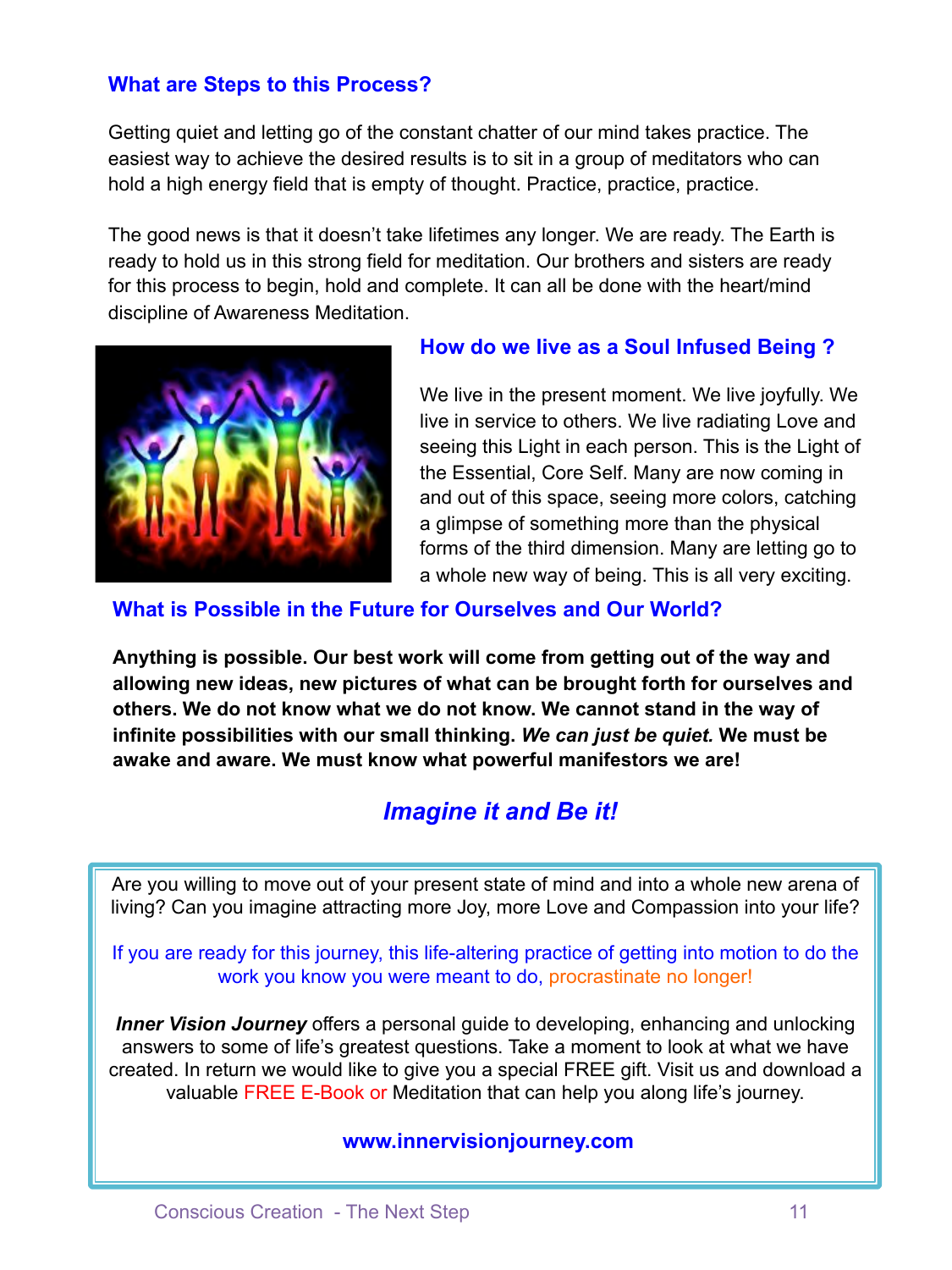### What are Steps to this Process?

Getting quiet and letting go of the constant chatter of our mind takes practice. The easiest way to achieve the desired results is to sit in a group of meditators who can hold a high energy field that is empty of thought. Practice, practice, practice.

The good news is that it doesn't take lifetimes any longer. We are ready. The Earth is ready to hold us in this strong field for meditation. Our brothers and sisters are ready for this process to begin, hold and complete. It can all be done with the heart/mind discipline of Awareness Meditation.

### How do we live as a Soul Infused Being ?

We live in the present moment. We live joyfully. We live in service to others. We live radiating Love and seeing this Light in each person. This is the Light of the Essential, Core Self. Many are now coming in and out of this space, seeing more colors, catching a glimpse of something more than the physical forms of the third dimension. Many are letting go to a whole new way of being. This is all very exciting.

### What is Possible in the Future for Ourselves and Our World?

**Anything is possible. Our best work will come from getting out of the way and allowing new ideas, new pictures of what can be brought forth for ourselves and others. We do not know what we do not know. We cannot stand in the way of infinite possibilities with our small thinking. *We can just be quiet.* We must be awake and aware. We must know what powerful manifestors we are!**

## *Imagine it and Be it!*

Are you willing to move out of your present state of mind and into a whole new arena of living? Can you imagine attracting more Joy, more Love and Compassion into your life?

If you are ready for this journey, this life-altering practice of getting into motion to do the work you know you were meant to do, procrastinate no longer!

***Inner Vision Journey*** offers a personal guide to developing, enhancing and unlocking answers to some of life's greatest questions. Take a moment to look at what we have created. In return we would like to give you a special FREE gift. Visit us and download a valuable FREE E-Book or Meditation that can help you along life's journey.

**www.innervisionjourney.com**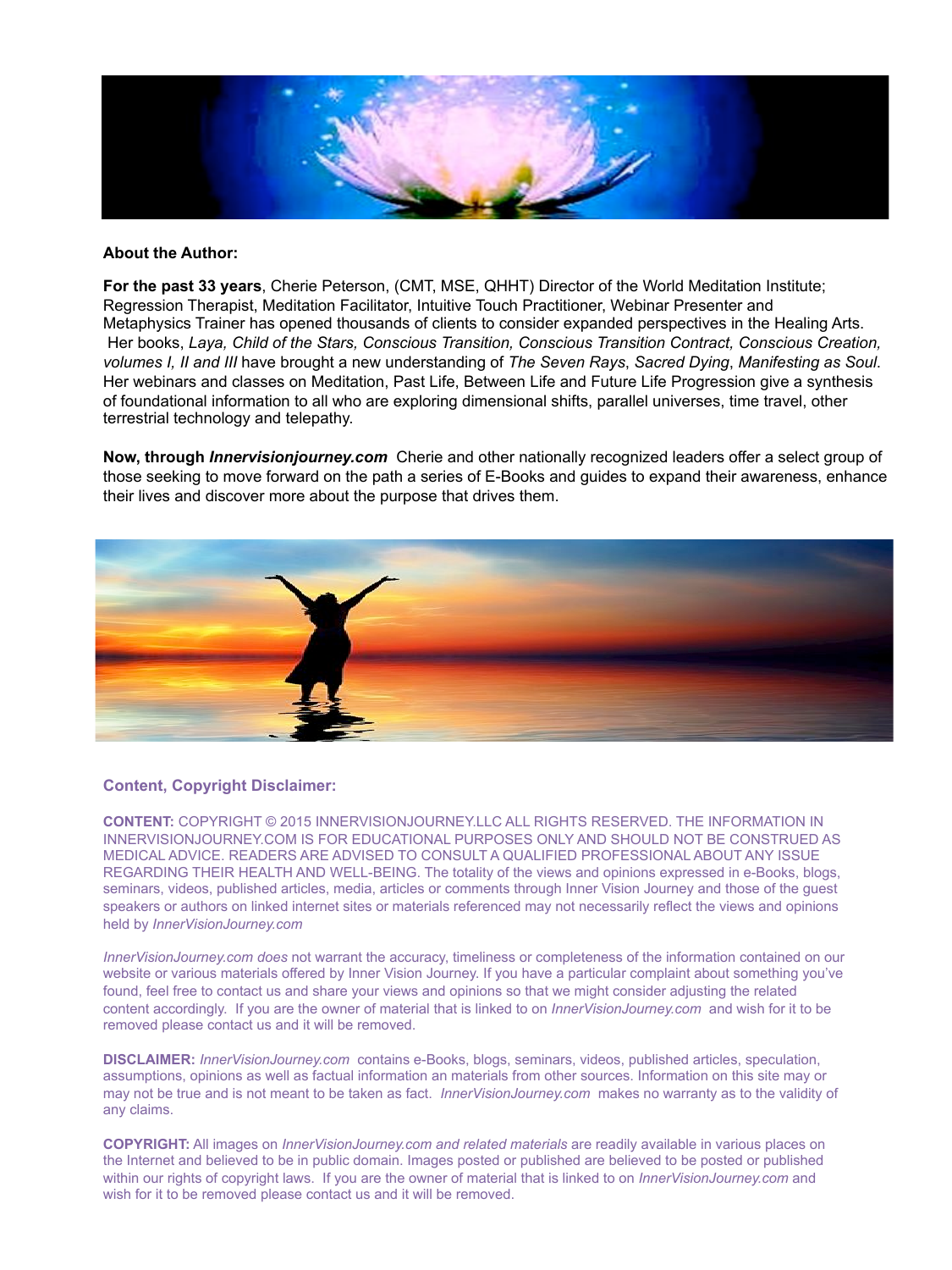**About the Author:**

**For the past 33 years**, Cherie Peterson, (CMT, MSE, QHHT) Director of the World Meditation Institute; Regression Therapist, Meditation Facilitator, Intuitive Touch Practitioner, Webinar Presenter and Metaphysics Trainer has opened thousands of clients to consider expanded perspectives in the Healing Arts. Her books, *Laya, Child of the Stars, Conscious Transition, Conscious Transition Contract, Conscious Creation, volumes I, II and III* have brought a new understanding of *The Seven Rays*, *Sacred Dying*, *Manifesting as Soul*. Her webinars and classes on Meditation, Past Life, Between Life and Future Life Progression give a synthesis of foundational information to all who are exploring dimensional shifts, parallel universes, time travel, other terrestrial technology and telepathy.

**Now, through *Innervisionjourney.com*** Cherie and other nationally recognized leaders offer a select group of those seeking to move forward on the path a series of E-Books and guides to expand their awareness, enhance their lives and discover more about the purpose that drives them.

**Content, Copyright Disclaimer:**

**CONTENT:** COPYRIGHT © 2015 INNERVISIONJOURNEY.LLC ALL RIGHTS RESERVED. THE INFORMATION IN INNERVISIONJOURNEY.COM IS FOR EDUCATIONAL PURPOSES ONLY AND SHOULD NOT BE CONSTRUED AS MEDICAL ADVICE. READERS ARE ADVISED TO CONSULT A QUALIFIED PROFESSIONAL ABOUT ANY ISSUE REGARDING THEIR HEALTH AND WELL-BEING. The totality of the views and opinions expressed in e-Books, blogs, seminars, videos, published articles, media, articles or comments through Inner Vision Journey and those of the guest speakers or authors on linked internet sites or materials referenced may not necessarily reflect the views and opinions held by *InnerVisionJourney.com*

*InnerVisionJourney.com does* not warrant the accuracy, timeliness or completeness of the information contained on our website or various materials offered by Inner Vision Journey. If you have a particular complaint about something you've found, feel free to contact us and share your views and opinions so that we might consider adjusting the related content accordingly. If you are the owner of material that is linked to on *InnerVisionJourney.com* and wish for it to be removed please contact us and it will be removed.

**DISCLAIMER:** *InnerVisionJourney.com* contains e-Books, blogs, seminars, videos, published articles, speculation, assumptions, opinions as well as factual information an materials from other sources. Information on this site may or may not be true and is not meant to be taken as fact. *InnerVisionJourney.com* makes no warranty as to the validity of any claims.

**COPYRIGHT:** All images on *InnerVisionJourney.com and related materials* are readily available in various places on the Internet and believed to be in public domain. Images posted or published are believed to be posted or published within our rights of copyright laws. If you are the owner of material that is linked to on *InnerVisionJourney.com* and wish for it to be removed please contact us and it will be removed.